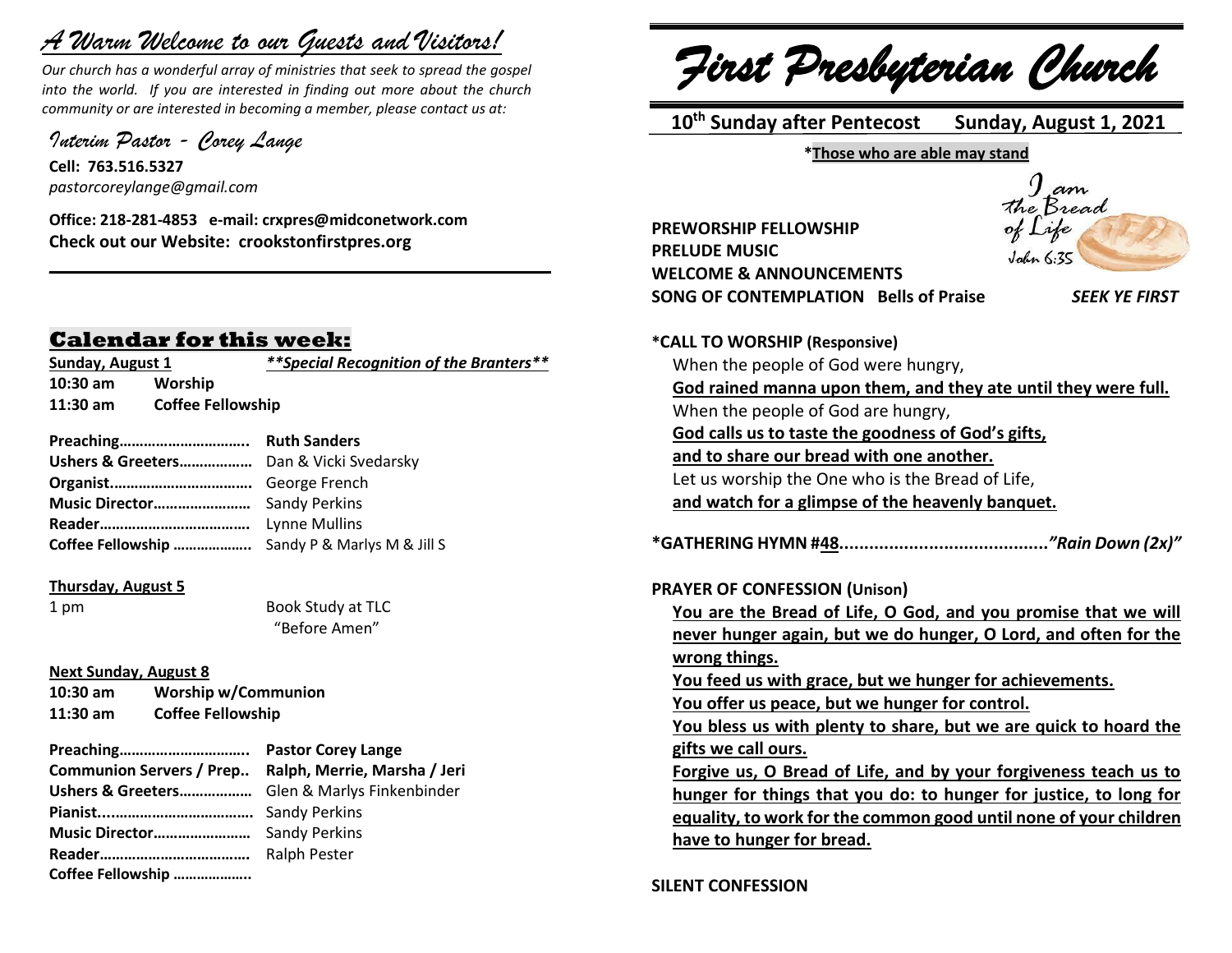# *A Warm Welcome to our Guests and Visitors!*

*Our church has a wonderful array of ministries that seek to spread the gospel into the world. If you are interested in finding out more about the church community or are interested in becoming a member, please contact us at:*

*Interim Pastor - Corey Lange*

**Cell: 763.516.5327**
*pastorcoreylange@gmail.com*

**Office: 218-281-4853 e-mail: crxpres@midconetwork.com**
**Check out our Website: crookstonfirstpres.org**

## Calendar for this week:

**Sunday, August 1** ***\*\*Special Recognition of the Branters\*\****

**10:30 am** **Worship**
**11:30 am** **Coffee Fellowship**

**Preaching…………………………..** **Ruth Sanders**
**Ushers & Greeters………………** Dan & Vicki Svedarsky
**Organist……………………………..** George French
**Music Director……………………** Sandy Perkins
**Reader……………………………….** Lynne Mullins
**Coffee Fellowship ………………..** Sandy P & Marlys M & Jill S

**Thursday, August 5**

1 pm Book Study at TLC "Before Amen"

**Next Sunday, August 8**

**10:30 am** **Worship w/Communion**
**11:30 am** **Coffee Fellowship**

**Preaching…………………………..** **Pastor Corey Lange**
**Communion Servers / Prep..** **Ralph, Merrie, Marsha / Jeri**
**Ushers & Greeters………………** Glen & Marlys Finkenbinder
**Pianist...……………………………** Sandy Perkins
**Music Director……………………** Sandy Perkins
**Reader……………………………….** Ralph Pester
**Coffee Fellowship ………………..**

# *First Presbyterian Church*

**10th Sunday after Pentecost** **Sunday, August 1, 2021**

**\*Those who are able may stand**

I am the Bread of Life — John 6:35

**PREWORSHIP FELLOWSHIP**
**PRELUDE MUSIC**
**WELCOME & ANNOUNCEMENTS**
**SONG OF CONTEMPLATION Bells of Praise** ***SEEK YE FIRST***

**\*CALL TO WORSHIP (Responsive)**

When the people of God were hungry,
**God rained manna upon them, and they ate until they were full.**
When the people of God are hungry,
**God calls us to taste the goodness of God's gifts, and to share our bread with one another.**
Let us worship the One who is the Bread of Life,
**and watch for a glimpse of the heavenly banquet.**

**\*GATHERING HYMN #48.........................................** ***"Rain Down (2x)"***

**PRAYER OF CONFESSION (Unison)**

**You are the Bread of Life, O God, and you promise that we will never hunger again, but we do hunger, O Lord, and often for the wrong things.**
**You feed us with grace, but we hunger for achievements.**
**You offer us peace, but we hunger for control.**
**You bless us with plenty to share, but we are quick to hoard the gifts we call ours.**
**Forgive us, O Bread of Life, and by your forgiveness teach us to hunger for things that you do: to hunger for justice, to long for equality, to work for the common good until none of your children have to hunger for bread.**

**SILENT CONFESSION**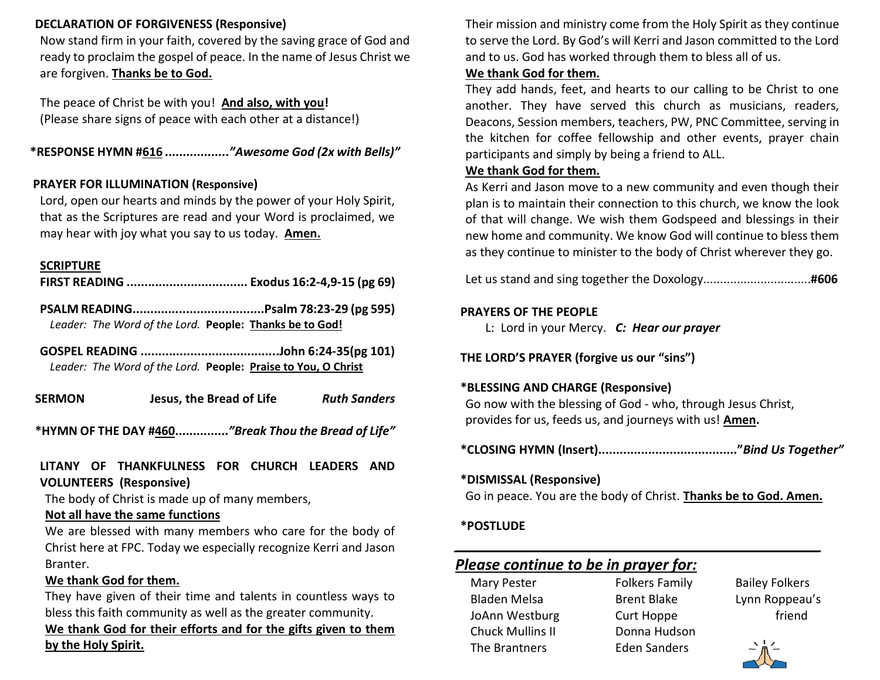**DECLARATION OF FORGIVENESS (Responsive)**

Now stand firm in your faith, covered by the saving grace of God and ready to proclaim the gospel of peace. In the name of Jesus Christ we are forgiven. **Thanks be to God.**

The peace of Christ be with you! **And also, with you!**
(Please share signs of peace with each other at a distance!)

**\*RESPONSE HYMN #616 .................."*Awesome God (2x with Bells)*"**

**PRAYER FOR ILLUMINATION (Responsive)**

Lord, open our hearts and minds by the power of your Holy Spirit, that as the Scriptures are read and your Word is proclaimed, we may hear with joy what you say to us today. **Amen.**

**SCRIPTURE**

**FIRST READING .................................. Exodus 16:2-4,9-15 (pg 69)**

**PSALM READING.....................................Psalm 78:23-29 (pg 595)**
*Leader: The Word of the Lord.* **People: Thanks be to God!**

**GOSPEL READING .......................................John 6:24-35(pg 101)**
*Leader: The Word of the Lord.* **People: Praise to You, O Christ**

**SERMON** **Jesus, the Bread of Life** ***Ruth Sanders***

**\*HYMN OF THE DAY #460..............."*Break Thou the Bread of Life*"**

**LITANY OF THANKFULNESS FOR CHURCH LEADERS AND VOLUNTEERS (Responsive)**

The body of Christ is made up of many members,
**Not all have the same functions**

We are blessed with many members who care for the body of Christ here at FPC. Today we especially recognize Kerri and Jason Branter.
**We thank God for them.**

They have given of their time and talents in countless ways to bless this faith community as well as the greater community.
**We thank God for their efforts and for the gifts given to them by the Holy Spirit.**

Their mission and ministry come from the Holy Spirit as they continue to serve the Lord. By God's will Kerri and Jason committed to the Lord and to us. God has worked through them to bless all of us.
**We thank God for them.**

They add hands, feet, and hearts to our calling to be Christ to one another. They have served this church as musicians, readers, Deacons, Session members, teachers, PW, PNC Committee, serving in the kitchen for coffee fellowship and other events, prayer chain participants and simply by being a friend to ALL.
**We thank God for them.**

As Kerri and Jason move to a new community and even though their plan is to maintain their connection to this church, we know the look of that will change. We wish them Godspeed and blessings in their new home and community. We know God will continue to bless them as they continue to minister to the body of Christ wherever they go.

Let us stand and sing together the Doxology...............................**#606**

**PRAYERS OF THE PEOPLE**

L: Lord in your Mercy. ***C: Hear our prayer***

**THE LORD'S PRAYER (forgive us our "sins")**

**\*BLESSING AND CHARGE (Responsive)**

Go now with the blessing of God - who, through Jesus Christ, provides for us, feeds us, and journeys with us! **Amen.**

**\*CLOSING HYMN (Insert)......................................."*Bind Us Together*"**

**\*DISMISSAL (Responsive)**

Go in peace. You are the body of Christ. **Thanks be to God. Amen.**

**\*POSTLUDE**

---

## *Please continue to be in prayer for:*

| | | |
|---|---|---|
| Mary Pester | Folkers Family | Bailey Folkers |
| Bladen Melsa | Brent Blake | Lynn Roppeau's friend |
| JoAnn Westburg | Curt Hoppe | |
| Chuck Mullins II | Donna Hudson | |
| The Brantners | Eden Sanders | |